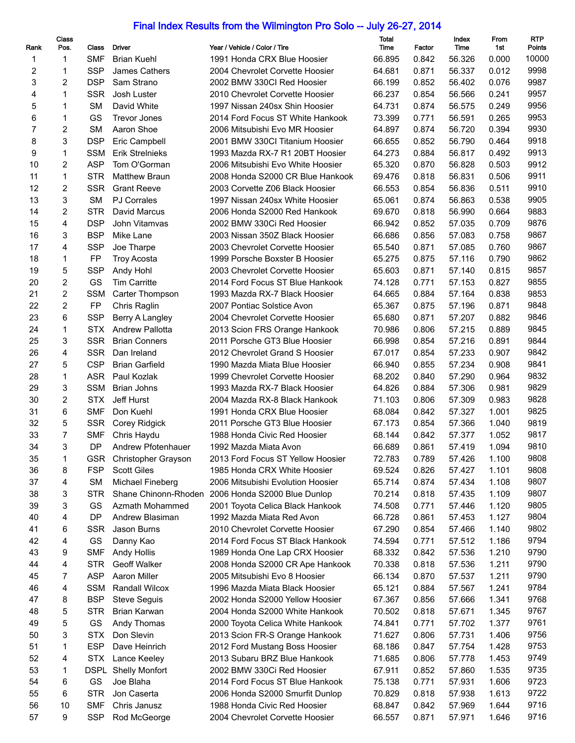# Final Index Results from the Wilmington Pro Solo -- July 26-27, 2014

| Rank | Class Pos. | Class | Driver | Year / Vehicle / Color / Tire | Total Time | Factor | Index Time | From 1st | RTP Points |
|---|---|---|---|---|---|---|---|---|---|
| 1 | 1 | SMF | Brian Kuehl | 1991 Honda CRX Blue Hoosier | 66.895 | 0.842 | 56.326 | 0.000 | 10000 |
| 2 | 1 | SSP | James Cathers | 2004 Chevrolet Corvette Hoosier | 64.681 | 0.871 | 56.337 | 0.012 | 9998 |
| 3 | 2 | DSP | Sam Strano | 2002 BMW 330CI Red Hoosier | 66.199 | 0.852 | 56.402 | 0.076 | 9987 |
| 4 | 1 | SSR | Josh Luster | 2010 Chevrolet Corvette Hoosier | 66.237 | 0.854 | 56.566 | 0.241 | 9957 |
| 5 | 1 | SM | David White | 1997 Nissan 240sx Shin Hoosier | 64.731 | 0.874 | 56.575 | 0.249 | 9956 |
| 6 | 1 | GS | Trevor Jones | 2014 Ford Focus ST White Hankook | 73.399 | 0.771 | 56.591 | 0.265 | 9953 |
| 7 | 2 | SM | Aaron Shoe | 2006 Mitsubishi Evo MR Hoosier | 64.897 | 0.874 | 56.720 | 0.394 | 9930 |
| 8 | 3 | DSP | Eric Campbell | 2001 BMW 330CI Titanium Hoosier | 66.655 | 0.852 | 56.790 | 0.464 | 9918 |
| 9 | 1 | SSM | Erik Strelnieks | 1993 Mazda RX-7 R1 20BT Hoosier | 64.273 | 0.884 | 56.817 | 0.492 | 9913 |
| 10 | 2 | ASP | Tom O'Gorman | 2006 Mitsubishi Evo White Hoosier | 65.320 | 0.870 | 56.828 | 0.503 | 9912 |
| 11 | 1 | STR | Matthew Braun | 2008 Honda S2000 CR Blue Hankook | 69.476 | 0.818 | 56.831 | 0.506 | 9911 |
| 12 | 2 | SSR | Grant Reeve | 2003 Corvette Z06 Black Hoosier | 66.553 | 0.854 | 56.836 | 0.511 | 9910 |
| 13 | 3 | SM | PJ Corrales | 1997 Nissan 240sx White Hoosier | 65.061 | 0.874 | 56.863 | 0.538 | 9905 |
| 14 | 2 | STR | David Marcus | 2006 Honda S2000 Red Hankook | 69.670 | 0.818 | 56.990 | 0.664 | 9883 |
| 15 | 4 | DSP | John Vitamvas | 2002 BMW 330Ci Red Hoosier | 66.942 | 0.852 | 57.035 | 0.709 | 9876 |
| 16 | 3 | BSP | Mike Lane | 2003 Nissan 350Z Black Hoosier | 66.686 | 0.856 | 57.083 | 0.758 | 9867 |
| 17 | 4 | SSP | Joe Tharpe | 2003 Chevrolet Corvette Hoosier | 65.540 | 0.871 | 57.085 | 0.760 | 9867 |
| 18 | 1 | FP | Troy Acosta | 1999 Porsche Boxster B Hoosier | 65.275 | 0.875 | 57.116 | 0.790 | 9862 |
| 19 | 5 | SSP | Andy Hohl | 2003 Chevrolet Corvette Hoosier | 65.603 | 0.871 | 57.140 | 0.815 | 9857 |
| 20 | 2 | GS | Tim Carritte | 2014 Ford Focus ST Blue Hankook | 74.128 | 0.771 | 57.153 | 0.827 | 9855 |
| 21 | 2 | SSM | Carter Thompson | 1993 Mazda RX-7 Black Hoosier | 64.665 | 0.884 | 57.164 | 0.838 | 9853 |
| 22 | 2 | FP | Chris Raglin | 2007 Pontiac Solstice Avon | 65.367 | 0.875 | 57.196 | 0.871 | 9848 |
| 23 | 6 | SSP | Berry A Langley | 2004 Chevrolet Corvette Hoosier | 65.680 | 0.871 | 57.207 | 0.882 | 9846 |
| 24 | 1 | STX | Andrew Pallotta | 2013 Scion FRS Orange Hankook | 70.986 | 0.806 | 57.215 | 0.889 | 9845 |
| 25 | 3 | SSR | Brian Conners | 2011 Porsche GT3 Blue Hoosier | 66.998 | 0.854 | 57.216 | 0.891 | 9844 |
| 26 | 4 | SSR | Dan Ireland | 2012 Chevrolet Grand S Hoosier | 67.017 | 0.854 | 57.233 | 0.907 | 9842 |
| 27 | 5 | CSP | Brian Garfield | 1990 Mazda Miata Blue Hoosier | 66.940 | 0.855 | 57.234 | 0.908 | 9841 |
| 28 | 1 | ASR | Paul Kozlak | 1999 Chevrolet Corvette Hoosier | 68.202 | 0.840 | 57.290 | 0.964 | 9832 |
| 29 | 3 | SSM | Brian Johns | 1993 Mazda RX-7 Black Hoosier | 64.826 | 0.884 | 57.306 | 0.981 | 9829 |
| 30 | 2 | STX | Jeff Hurst | 2004 Mazda RX-8 Black Hankook | 71.103 | 0.806 | 57.309 | 0.983 | 9828 |
| 31 | 6 | SMF | Don Kuehl | 1991 Honda CRX Blue Hoosier | 68.084 | 0.842 | 57.327 | 1.001 | 9825 |
| 32 | 5 | SSR | Corey Ridgick | 2011 Porsche GT3 Blue Hoosier | 67.173 | 0.854 | 57.366 | 1.040 | 9819 |
| 33 | 7 | SMF | Chris Haydu | 1988 Honda Civic Red Hoosier | 68.144 | 0.842 | 57.377 | 1.052 | 9817 |
| 34 | 3 | DP | Andrew Pfotenhauer | 1992 Mazda Miata Avon | 66.689 | 0.861 | 57.419 | 1.094 | 9810 |
| 35 | 1 | GSR | Christopher Grayson | 2013 Ford Focus ST Yellow Hoosier | 72.783 | 0.789 | 57.426 | 1.100 | 9808 |
| 36 | 8 | FSP | Scott Giles | 1985 Honda CRX White Hoosier | 69.524 | 0.826 | 57.427 | 1.101 | 9808 |
| 37 | 4 | SM | Michael Fineberg | 2006 Mitsubishi Evolution Hoosier | 65.714 | 0.874 | 57.434 | 1.108 | 9807 |
| 38 | 3 | STR | Shane Chinonn-Rhoden | 2006 Honda S2000 Blue Dunlop | 70.214 | 0.818 | 57.435 | 1.109 | 9807 |
| 39 | 3 | GS | Azmath Mohammed | 2001 Toyota Celica Black Hankook | 74.508 | 0.771 | 57.446 | 1.120 | 9805 |
| 40 | 4 | DP | Andrew Blasiman | 1992 Mazda Miata Red Avon | 66.728 | 0.861 | 57.453 | 1.127 | 9804 |
| 41 | 6 | SSR | Jason Burns | 2010 Chevrolet Corvette Hoosier | 67.290 | 0.854 | 57.466 | 1.140 | 9802 |
| 42 | 4 | GS | Danny Kao | 2014 Ford Focus ST Black Hankook | 74.594 | 0.771 | 57.512 | 1.186 | 9794 |
| 43 | 9 | SMF | Andy Hollis | 1989 Honda One Lap CRX Hoosier | 68.332 | 0.842 | 57.536 | 1.210 | 9790 |
| 44 | 4 | STR | Geoff Walker | 2008 Honda S2000 CR Ape Hankook | 70.338 | 0.818 | 57.536 | 1.211 | 9790 |
| 45 | 7 | ASP | Aaron Miller | 2005 Mitsubishi Evo 8 Hoosier | 66.134 | 0.870 | 57.537 | 1.211 | 9790 |
| 46 | 4 | SSM | Randall Wilcox | 1996 Mazda Miata Black Hoosier | 65.121 | 0.884 | 57.567 | 1.241 | 9784 |
| 47 | 8 | BSP | Steve Seguis | 2002 Honda S2000 Yellow Hoosier | 67.367 | 0.856 | 57.666 | 1.341 | 9768 |
| 48 | 5 | STR | Brian Karwan | 2004 Honda S2000 White Hankook | 70.502 | 0.818 | 57.671 | 1.345 | 9767 |
| 49 | 5 | GS | Andy Thomas | 2000 Toyota Celica White Hankook | 74.841 | 0.771 | 57.702 | 1.377 | 9761 |
| 50 | 3 | STX | Don Slevin | 2013 Scion FR-S Orange Hankook | 71.627 | 0.806 | 57.731 | 1.406 | 9756 |
| 51 | 1 | ESP | Dave Heinrich | 2012 Ford Mustang Boss Hoosier | 68.186 | 0.847 | 57.754 | 1.428 | 9753 |
| 52 | 4 | STX | Lance Keeley | 2013 Subaru BRZ Blue Hankook | 71.685 | 0.806 | 57.778 | 1.453 | 9749 |
| 53 | 1 | DSPL | Shelly Monfort | 2002 BMW 330Ci Red Hoosier | 67.911 | 0.852 | 57.860 | 1.535 | 9735 |
| 54 | 6 | GS | Joe Blaha | 2014 Ford Focus ST Blue Hankook | 75.138 | 0.771 | 57.931 | 1.606 | 9723 |
| 55 | 6 | STR | Jon Caserta | 2006 Honda S2000 Smurfit Dunlop | 70.829 | 0.818 | 57.938 | 1.613 | 9722 |
| 56 | 10 | SMF | Chris Janusz | 1988 Honda Civic Red Hoosier | 68.847 | 0.842 | 57.969 | 1.644 | 9716 |
| 57 | 9 | SSP | Rod McGeorge | 2004 Chevrolet Corvette Hoosier | 66.557 | 0.871 | 57.971 | 1.646 | 9716 |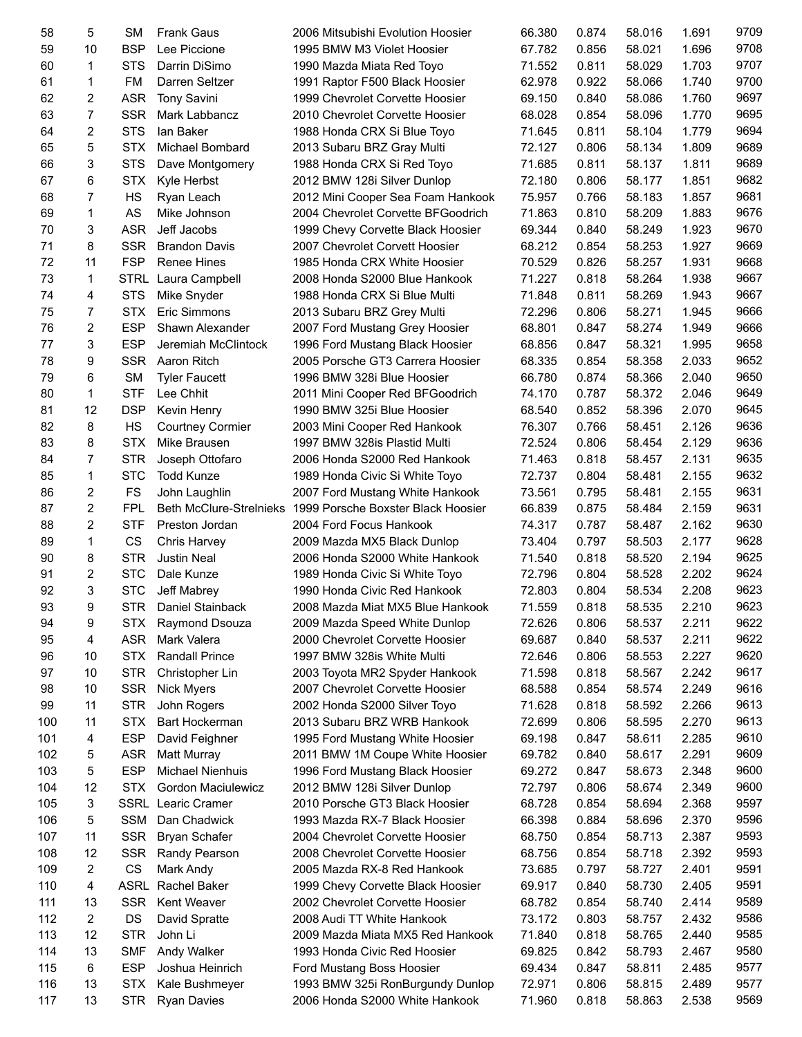| 58 | 5 | SM | Frank Gaus | 2006 Mitsubishi Evolution Hoosier | 66.380 | 0.874 | 58.016 | 1.691 | 9709 |
|---|---|---|---|---|---|---|---|---|---|
| 59 | 10 | BSP | Lee Piccione | 1995 BMW M3 Violet Hoosier | 67.782 | 0.856 | 58.021 | 1.696 | 9708 |
| 60 | 1 | STS | Darrin DiSimo | 1990 Mazda Miata Red Toyo | 71.552 | 0.811 | 58.029 | 1.703 | 9707 |
| 61 | 1 | FM | Darren Seltzer | 1991 Raptor F500 Black Hoosier | 62.978 | 0.922 | 58.066 | 1.740 | 9700 |
| 62 | 2 | ASR | Tony Savini | 1999 Chevrolet Corvette Hoosier | 69.150 | 0.840 | 58.086 | 1.760 | 9697 |
| 63 | 7 | SSR | Mark Labbancz | 2010 Chevrolet Corvette Hoosier | 68.028 | 0.854 | 58.096 | 1.770 | 9695 |
| 64 | 2 | STS | Ian Baker | 1988 Honda CRX Si Blue Toyo | 71.645 | 0.811 | 58.104 | 1.779 | 9694 |
| 65 | 5 | STX | Michael Bombard | 2013 Subaru BRZ Gray Multi | 72.127 | 0.806 | 58.134 | 1.809 | 9689 |
| 66 | 3 | STS | Dave Montgomery | 1988 Honda CRX Si Red Toyo | 71.685 | 0.811 | 58.137 | 1.811 | 9689 |
| 67 | 6 | STX | Kyle Herbst | 2012 BMW 128i Silver Dunlop | 72.180 | 0.806 | 58.177 | 1.851 | 9682 |
| 68 | 7 | HS | Ryan Leach | 2012 Mini Cooper Sea Foam Hankook | 75.957 | 0.766 | 58.183 | 1.857 | 9681 |
| 69 | 1 | AS | Mike Johnson | 2004 Chevrolet Corvette BFGoodrich | 71.863 | 0.810 | 58.209 | 1.883 | 9676 |
| 70 | 3 | ASR | Jeff Jacobs | 1999 Chevy Corvette Black Hoosier | 69.344 | 0.840 | 58.249 | 1.923 | 9670 |
| 71 | 8 | SSR | Brandon Davis | 2007 Chevrolet Corvett Hoosier | 68.212 | 0.854 | 58.253 | 1.927 | 9669 |
| 72 | 11 | FSP | Renee Hines | 1985 Honda CRX White Hoosier | 70.529 | 0.826 | 58.257 | 1.931 | 9668 |
| 73 | 1 | STRL | Laura Campbell | 2008 Honda S2000 Blue Hankook | 71.227 | 0.818 | 58.264 | 1.938 | 9667 |
| 74 | 4 | STS | Mike Snyder | 1988 Honda CRX Si Blue Multi | 71.848 | 0.811 | 58.269 | 1.943 | 9667 |
| 75 | 7 | STX | Eric Simmons | 2013 Subaru BRZ Grey Multi | 72.296 | 0.806 | 58.271 | 1.945 | 9666 |
| 76 | 2 | ESP | Shawn Alexander | 2007 Ford Mustang Grey Hoosier | 68.801 | 0.847 | 58.274 | 1.949 | 9666 |
| 77 | 3 | ESP | Jeremiah McClintock | 1996 Ford Mustang Black Hoosier | 68.856 | 0.847 | 58.321 | 1.995 | 9658 |
| 78 | 9 | SSR | Aaron Ritch | 2005 Porsche GT3 Carrera Hoosier | 68.335 | 0.854 | 58.358 | 2.033 | 9652 |
| 79 | 6 | SM | Tyler Faucett | 1996 BMW 328i Blue Hoosier | 66.780 | 0.874 | 58.366 | 2.040 | 9650 |
| 80 | 1 | STF | Lee Chhit | 2011 Mini Cooper Red BFGoodrich | 74.170 | 0.787 | 58.372 | 2.046 | 9649 |
| 81 | 12 | DSP | Kevin Henry | 1990 BMW 325i Blue Hoosier | 68.540 | 0.852 | 58.396 | 2.070 | 9645 |
| 82 | 8 | HS | Courtney Cormier | 2003 Mini Cooper Red Hankook | 76.307 | 0.766 | 58.451 | 2.126 | 9636 |
| 83 | 8 | STX | Mike Brausen | 1997 BMW 328is Plastid Multi | 72.524 | 0.806 | 58.454 | 2.129 | 9636 |
| 84 | 7 | STR | Joseph Ottofaro | 2006 Honda S2000 Red Hankook | 71.463 | 0.818 | 58.457 | 2.131 | 9635 |
| 85 | 1 | STC | Todd Kunze | 1989 Honda Civic Si White Toyo | 72.737 | 0.804 | 58.481 | 2.155 | 9632 |
| 86 | 2 | FS | John Laughlin | 2007 Ford Mustang White Hankook | 73.561 | 0.795 | 58.481 | 2.155 | 9631 |
| 87 | 2 | FPL | Beth McClure-Strelnieks | 1999 Porsche Boxster Black Hoosier | 66.839 | 0.875 | 58.484 | 2.159 | 9631 |
| 88 | 2 | STF | Preston Jordan | 2004 Ford Focus Hankook | 74.317 | 0.787 | 58.487 | 2.162 | 9630 |
| 89 | 1 | CS | Chris Harvey | 2009 Mazda MX5 Black Dunlop | 73.404 | 0.797 | 58.503 | 2.177 | 9628 |
| 90 | 8 | STR | Justin Neal | 2006 Honda S2000 White Hankook | 71.540 | 0.818 | 58.520 | 2.194 | 9625 |
| 91 | 2 | STC | Dale Kunze | 1989 Honda Civic Si White Toyo | 72.796 | 0.804 | 58.528 | 2.202 | 9624 |
| 92 | 3 | STC | Jeff Mabrey | 1990 Honda Civic Red Hankook | 72.803 | 0.804 | 58.534 | 2.208 | 9623 |
| 93 | 9 | STR | Daniel Stainback | 2008 Mazda Miat MX5 Blue Hankook | 71.559 | 0.818 | 58.535 | 2.210 | 9623 |
| 94 | 9 | STX | Raymond Dsouza | 2009 Mazda Speed White Dunlop | 72.626 | 0.806 | 58.537 | 2.211 | 9622 |
| 95 | 4 | ASR | Mark Valera | 2000 Chevrolet Corvette Hoosier | 69.687 | 0.840 | 58.537 | 2.211 | 9622 |
| 96 | 10 | STX | Randall Prince | 1997 BMW 328is White Multi | 72.646 | 0.806 | 58.553 | 2.227 | 9620 |
| 97 | 10 | STR | Christopher Lin | 2003 Toyota MR2 Spyder Hankook | 71.598 | 0.818 | 58.567 | 2.242 | 9617 |
| 98 | 10 | SSR | Nick Myers | 2007 Chevrolet Corvette Hoosier | 68.588 | 0.854 | 58.574 | 2.249 | 9616 |
| 99 | 11 | STR | John Rogers | 2002 Honda S2000 Silver Toyo | 71.628 | 0.818 | 58.592 | 2.266 | 9613 |
| 100 | 11 | STX | Bart Hockerman | 2013 Subaru BRZ WRB Hankook | 72.699 | 0.806 | 58.595 | 2.270 | 9613 |
| 101 | 4 | ESP | David Feighner | 1995 Ford Mustang White Hoosier | 69.198 | 0.847 | 58.611 | 2.285 | 9610 |
| 102 | 5 | ASR | Matt Murray | 2011 BMW 1M Coupe White Hoosier | 69.782 | 0.840 | 58.617 | 2.291 | 9609 |
| 103 | 5 | ESP | Michael Nienhuis | 1996 Ford Mustang Black Hoosier | 69.272 | 0.847 | 58.673 | 2.348 | 9600 |
| 104 | 12 | STX | Gordon Maciulewicz | 2012 BMW 128i Silver Dunlop | 72.797 | 0.806 | 58.674 | 2.349 | 9600 |
| 105 | 3 | SSRL | Learic Cramer | 2010 Porsche GT3 Black Hoosier | 68.728 | 0.854 | 58.694 | 2.368 | 9597 |
| 106 | 5 | SSM | Dan Chadwick | 1993 Mazda RX-7 Black Hoosier | 66.398 | 0.884 | 58.696 | 2.370 | 9596 |
| 107 | 11 | SSR | Bryan Schafer | 2004 Chevrolet Corvette Hoosier | 68.750 | 0.854 | 58.713 | 2.387 | 9593 |
| 108 | 12 | SSR | Randy Pearson | 2008 Chevrolet Corvette Hoosier | 68.756 | 0.854 | 58.718 | 2.392 | 9593 |
| 109 | 2 | CS | Mark Andy | 2005 Mazda RX-8 Red Hankook | 73.685 | 0.797 | 58.727 | 2.401 | 9591 |
| 110 | 4 | ASRL | Rachel Baker | 1999 Chevy Corvette Black Hoosier | 69.917 | 0.840 | 58.730 | 2.405 | 9591 |
| 111 | 13 | SSR | Kent Weaver | 2002 Chevrolet Corvette Hoosier | 68.782 | 0.854 | 58.740 | 2.414 | 9589 |
| 112 | 2 | DS | David Spratte | 2008 Audi TT White Hankook | 73.172 | 0.803 | 58.757 | 2.432 | 9586 |
| 113 | 12 | STR | John Li | 2009 Mazda Miata MX5 Red Hankook | 71.840 | 0.818 | 58.765 | 2.440 | 9585 |
| 114 | 13 | SMF | Andy Walker | 1993 Honda Civic Red Hoosier | 69.825 | 0.842 | 58.793 | 2.467 | 9580 |
| 115 | 6 | ESP | Joshua Heinrich | Ford Mustang Boss Hoosier | 69.434 | 0.847 | 58.811 | 2.485 | 9577 |
| 116 | 13 | STX | Kale Bushmeyer | 1993 BMW 325i RonBurgundy Dunlop | 72.971 | 0.806 | 58.815 | 2.489 | 9577 |
| 117 | 13 | STR | Ryan Davies | 2006 Honda S2000 White Hankook | 71.960 | 0.818 | 58.863 | 2.538 | 9569 |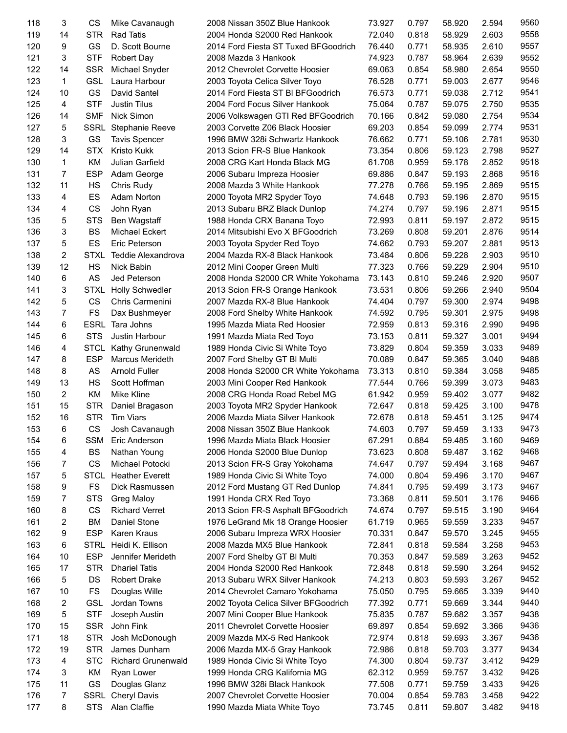| | | | | | | | | | |
|---|---|---|---|---|---|---|---|---|---|
| 118 | 3 | CS | Mike Cavanaugh | 2008 Nissan 350Z Blue Hankook | 73.927 | 0.797 | 58.920 | 2.594 | 9560 |
| 119 | 14 | STR | Rad Tatis | 2004 Honda S2000 Red Hankook | 72.040 | 0.818 | 58.929 | 2.603 | 9558 |
| 120 | 9 | GS | D. Scott Bourne | 2014 Ford Fiesta ST Tuxed BFGoodrich | 76.440 | 0.771 | 58.935 | 2.610 | 9557 |
| 121 | 3 | STF | Robert Day | 2008 Mazda 3 Hankook | 74.923 | 0.787 | 58.964 | 2.639 | 9552 |
| 122 | 14 | SSR | Michael Snyder | 2012 Chevrolet Corvette Hoosier | 69.063 | 0.854 | 58.980 | 2.654 | 9550 |
| 123 | 1 | GSL | Laura Harbour | 2003 Toyota Celica Silver Toyo | 76.528 | 0.771 | 59.003 | 2.677 | 9546 |
| 124 | 10 | GS | David Santel | 2014 Ford Fiesta ST Bl BFGoodrich | 76.573 | 0.771 | 59.038 | 2.712 | 9541 |
| 125 | 4 | STF | Justin Tilus | 2004 Ford Focus Silver Hankook | 75.064 | 0.787 | 59.075 | 2.750 | 9535 |
| 126 | 14 | SMF | Nick Simon | 2006 Volkswagen GTI Red BFGoodrich | 70.166 | 0.842 | 59.080 | 2.754 | 9534 |
| 127 | 5 | SSRL | Stephanie Reeve | 2003 Corvette Z06 Black Hoosier | 69.203 | 0.854 | 59.099 | 2.774 | 9531 |
| 128 | 3 | GS | Tavis Spencer | 1996 BMW 328i Schwartz Hankook | 76.662 | 0.771 | 59.106 | 2.781 | 9530 |
| 129 | 14 | STX | Kristo Kukk | 2013 Scion FR-S Blue Hankook | 73.354 | 0.806 | 59.123 | 2.798 | 9527 |
| 130 | 1 | KM | Julian Garfield | 2008 CRG Kart Honda Black MG | 61.708 | 0.959 | 59.178 | 2.852 | 9518 |
| 131 | 7 | ESP | Adam George | 2006 Subaru Impreza Hoosier | 69.886 | 0.847 | 59.193 | 2.868 | 9516 |
| 132 | 11 | HS | Chris Rudy | 2008 Mazda 3 White Hankook | 77.278 | 0.766 | 59.195 | 2.869 | 9515 |
| 133 | 4 | ES | Adam Norton | 2000 Toyota MR2 Spyder Toyo | 74.648 | 0.793 | 59.196 | 2.870 | 9515 |
| 134 | 4 | CS | John Ryan | 2013 Subaru BRZ Black Dunlop | 74.274 | 0.797 | 59.196 | 2.871 | 9515 |
| 135 | 5 | STS | Ben Wagstaff | 1988 Honda CRX Banana Toyo | 72.993 | 0.811 | 59.197 | 2.872 | 9515 |
| 136 | 3 | BS | Michael Eckert | 2014 Mitsubishi Evo X BFGoodrich | 73.269 | 0.808 | 59.201 | 2.876 | 9514 |
| 137 | 5 | ES | Eric Peterson | 2003 Toyota Spyder Red Toyo | 74.662 | 0.793 | 59.207 | 2.881 | 9513 |
| 138 | 2 | STXL | Teddie Alexandrova | 2004 Mazda RX-8 Black Hankook | 73.484 | 0.806 | 59.228 | 2.903 | 9510 |
| 139 | 12 | HS | Nick Babin | 2012 Mini Cooper Green Multi | 77.323 | 0.766 | 59.229 | 2.904 | 9510 |
| 140 | 6 | AS | Jed Peterson | 2008 Honda S2000 CR White Yokohama | 73.143 | 0.810 | 59.246 | 2.920 | 9507 |
| 141 | 3 | STXL | Holly Schwedler | 2013 Scion FR-S Orange Hankook | 73.531 | 0.806 | 59.266 | 2.940 | 9504 |
| 142 | 5 | CS | Chris Carmenini | 2007 Mazda RX-8 Blue Hankook | 74.404 | 0.797 | 59.300 | 2.974 | 9498 |
| 143 | 7 | FS | Dax Bushmeyer | 2008 Ford Shelby White Hankook | 74.592 | 0.795 | 59.301 | 2.975 | 9498 |
| 144 | 6 | ESRL | Tara Johns | 1995 Mazda Miata Red Hoosier | 72.959 | 0.813 | 59.316 | 2.990 | 9496 |
| 145 | 6 | STS | Justin Harbour | 1991 Mazda Miata Red Toyo | 73.153 | 0.811 | 59.327 | 3.001 | 9494 |
| 146 | 4 | STCL | Kathy Grunenwald | 1989 Honda Civic Si White Toyo | 73.829 | 0.804 | 59.359 | 3.033 | 9489 |
| 147 | 8 | ESP | Marcus Merideth | 2007 Ford Shelby GT Bl Multi | 70.089 | 0.847 | 59.365 | 3.040 | 9488 |
| 148 | 8 | AS | Arnold Fuller | 2008 Honda S2000 CR White Yokohama | 73.313 | 0.810 | 59.384 | 3.058 | 9485 |
| 149 | 13 | HS | Scott Hoffman | 2003 Mini Cooper Red Hankook | 77.544 | 0.766 | 59.399 | 3.073 | 9483 |
| 150 | 2 | KM | Mike Kline | 2008 CRG Honda Road Rebel MG | 61.942 | 0.959 | 59.402 | 3.077 | 9482 |
| 151 | 15 | STR | Daniel Bragason | 2003 Toyota MR2 Spyder Hankook | 72.647 | 0.818 | 59.425 | 3.100 | 9478 |
| 152 | 16 | STR | Tim Viars | 2006 Mazda Miata Silver Hankook | 72.678 | 0.818 | 59.451 | 3.125 | 9474 |
| 153 | 6 | CS | Josh Cavanaugh | 2008 Nissan 350Z Blue Hankook | 74.603 | 0.797 | 59.459 | 3.133 | 9473 |
| 154 | 6 | SSM | Eric Anderson | 1996 Mazda Miata Black Hoosier | 67.291 | 0.884 | 59.485 | 3.160 | 9469 |
| 155 | 4 | BS | Nathan Young | 2006 Honda S2000 Blue Dunlop | 73.623 | 0.808 | 59.487 | 3.162 | 9468 |
| 156 | 7 | CS | Michael Potocki | 2013 Scion FR-S Gray Yokohama | 74.647 | 0.797 | 59.494 | 3.168 | 9467 |
| 157 | 5 | STCL | Heather Everett | 1989 Honda Civic Si White Toyo | 74.000 | 0.804 | 59.496 | 3.170 | 9467 |
| 158 | 9 | FS | Dick Rasmussen | 2012 Ford Mustang GT Red Dunlop | 74.841 | 0.795 | 59.499 | 3.173 | 9467 |
| 159 | 7 | STS | Greg Maloy | 1991 Honda CRX Red Toyo | 73.368 | 0.811 | 59.501 | 3.176 | 9466 |
| 160 | 8 | CS | Richard Verret | 2013 Scion FR-S Asphalt BFGoodrich | 74.674 | 0.797 | 59.515 | 3.190 | 9464 |
| 161 | 2 | BM | Daniel Stone | 1976 LeGrand Mk 18 Orange Hoosier | 61.719 | 0.965 | 59.559 | 3.233 | 9457 |
| 162 | 9 | ESP | Karen Kraus | 2006 Subaru Impreza WRX Hoosier | 70.331 | 0.847 | 59.570 | 3.245 | 9455 |
| 163 | 6 | STRL | Heidi K. Ellison | 2008 Mazda MX5 Blue Hankook | 72.841 | 0.818 | 59.584 | 3.258 | 9453 |
| 164 | 10 | ESP | Jennifer Merideth | 2007 Ford Shelby GT Bl Multi | 70.353 | 0.847 | 59.589 | 3.263 | 9452 |
| 165 | 17 | STR | Dhariel Tatis | 2004 Honda S2000 Red Hankook | 72.848 | 0.818 | 59.590 | 3.264 | 9452 |
| 166 | 5 | DS | Robert Drake | 2013 Subaru WRX Silver Hankook | 74.213 | 0.803 | 59.593 | 3.267 | 9452 |
| 167 | 10 | FS | Douglas Wille | 2014 Chevrolet Camaro Yokohama | 75.050 | 0.795 | 59.665 | 3.339 | 9440 |
| 168 | 2 | GSL | Jordan Towns | 2002 Toyota Celica Silver BFGoodrich | 77.392 | 0.771 | 59.669 | 3.344 | 9440 |
| 169 | 5 | STF | Joseph Austin | 2007 Mini Cooper Blue Hankook | 75.835 | 0.787 | 59.682 | 3.357 | 9438 |
| 170 | 15 | SSR | John Fink | 2011 Chevrolet Corvette Hoosier | 69.897 | 0.854 | 59.692 | 3.366 | 9436 |
| 171 | 18 | STR | Josh McDonough | 2009 Mazda MX-5 Red Hankook | 72.974 | 0.818 | 59.693 | 3.367 | 9436 |
| 172 | 19 | STR | James Dunham | 2006 Mazda MX-5 Gray Hankook | 72.986 | 0.818 | 59.703 | 3.377 | 9434 |
| 173 | 4 | STC | Richard Grunenwald | 1989 Honda Civic Si White Toyo | 74.300 | 0.804 | 59.737 | 3.412 | 9429 |
| 174 | 3 | KM | Ryan Lower | 1999 Honda CRG Kalifornia MG | 62.312 | 0.959 | 59.757 | 3.432 | 9426 |
| 175 | 11 | GS | Douglas Glanz | 1996 BMW 328i Black Hankook | 77.508 | 0.771 | 59.759 | 3.433 | 9426 |
| 176 | 7 | SSRL | Cheryl Davis | 2007 Chevrolet Corvette Hoosier | 70.004 | 0.854 | 59.783 | 3.458 | 9422 |
| 177 | 8 | STS | Alan Claffie | 1990 Mazda Miata White Toyo | 73.745 | 0.811 | 59.807 | 3.482 | 9418 |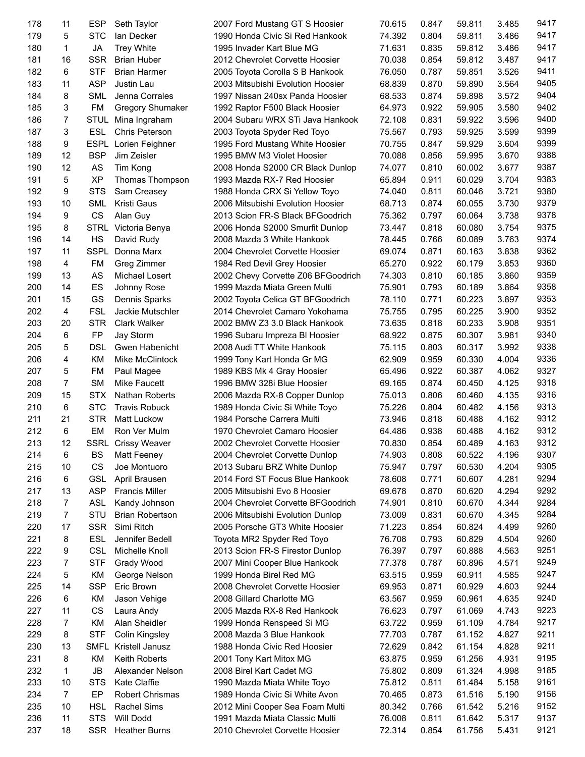| | | | | | | | | | |
|---|---|---|---|---|---|---|---|---|---|
| 178 | 11 | ESP | Seth Taylor | 2007 Ford Mustang GT S Hoosier | 70.615 | 0.847 | 59.811 | 3.485 | 9417 |
| 179 | 5 | STC | Ian Decker | 1990 Honda Civic Si Red Hankook | 74.392 | 0.804 | 59.811 | 3.486 | 9417 |
| 180 | 1 | JA | Trey White | 1995 Invader Kart Blue MG | 71.631 | 0.835 | 59.812 | 3.486 | 9417 |
| 181 | 16 | SSR | Brian Huber | 2012 Chevrolet Corvette Hoosier | 70.038 | 0.854 | 59.812 | 3.487 | 9417 |
| 182 | 6 | STF | Brian Harmer | 2005 Toyota Corolla S B Hankook | 76.050 | 0.787 | 59.851 | 3.526 | 9411 |
| 183 | 11 | ASP | Justin Lau | 2003 Mitsubishi Evolution Hoosier | 68.839 | 0.870 | 59.890 | 3.564 | 9405 |
| 184 | 8 | SML | Jenna Corrales | 1997 Nissan 240sx Panda Hoosier | 68.533 | 0.874 | 59.898 | 3.572 | 9404 |
| 185 | 3 | FM | Gregory Shumaker | 1992 Raptor F500 Black Hoosier | 64.973 | 0.922 | 59.905 | 3.580 | 9402 |
| 186 | 7 | STUL | Mina Ingraham | 2004 Subaru WRX STi Java Hankook | 72.108 | 0.831 | 59.922 | 3.596 | 9400 |
| 187 | 3 | ESL | Chris Peterson | 2003 Toyota Spyder Red Toyo | 75.567 | 0.793 | 59.925 | 3.599 | 9399 |
| 188 | 9 | ESPL | Lorien Feighner | 1995 Ford Mustang White Hoosier | 70.755 | 0.847 | 59.929 | 3.604 | 9399 |
| 189 | 12 | BSP | Jim Zeisler | 1995 BMW M3 Violet Hoosier | 70.088 | 0.856 | 59.995 | 3.670 | 9388 |
| 190 | 12 | AS | Tim Kong | 2008 Honda S2000 CR Black Dunlop | 74.077 | 0.810 | 60.002 | 3.677 | 9387 |
| 191 | 5 | XP | Thomas Thompson | 1993 Mazda RX-7 Red Hoosier | 65.894 | 0.911 | 60.029 | 3.704 | 9383 |
| 192 | 9 | STS | Sam Creasey | 1988 Honda CRX Si Yellow Toyo | 74.040 | 0.811 | 60.046 | 3.721 | 9380 |
| 193 | 10 | SML | Kristi Gaus | 2006 Mitsubishi Evolution Hoosier | 68.713 | 0.874 | 60.055 | 3.730 | 9379 |
| 194 | 9 | CS | Alan Guy | 2013 Scion FR-S Black BFGoodrich | 75.362 | 0.797 | 60.064 | 3.738 | 9378 |
| 195 | 8 | STRL | Victoria Benya | 2006 Honda S2000 Smurfit Dunlop | 73.447 | 0.818 | 60.080 | 3.754 | 9375 |
| 196 | 14 | HS | David Rudy | 2008 Mazda 3 White Hankook | 78.445 | 0.766 | 60.089 | 3.763 | 9374 |
| 197 | 11 | SSPL | Donna Marx | 2004 Chevrolet Corvette Hoosier | 69.074 | 0.871 | 60.163 | 3.838 | 9362 |
| 198 | 4 | FM | Greg Zimmer | 1984 Red Devil Grey Hoosier | 65.270 | 0.922 | 60.179 | 3.853 | 9360 |
| 199 | 13 | AS | Michael Losert | 2002 Chevy Corvette Z06 BFGoodrich | 74.303 | 0.810 | 60.185 | 3.860 | 9359 |
| 200 | 14 | ES | Johnny Rose | 1999 Mazda Miata Green Multi | 75.901 | 0.793 | 60.189 | 3.864 | 9358 |
| 201 | 15 | GS | Dennis Sparks | 2002 Toyota Celica GT BFGoodrich | 78.110 | 0.771 | 60.223 | 3.897 | 9353 |
| 202 | 4 | FSL | Jackie Mutschler | 2014 Chevrolet Camaro Yokohama | 75.755 | 0.795 | 60.225 | 3.900 | 9352 |
| 203 | 20 | STR | Clark Walker | 2002 BMW Z3 3.0 Black Hankook | 73.635 | 0.818 | 60.233 | 3.908 | 9351 |
| 204 | 6 | FP | Jay Storm | 1996 Subaru Impreza Bl Hoosier | 68.922 | 0.875 | 60.307 | 3.981 | 9340 |
| 205 | 5 | DSL | Gwen Habenicht | 2008 Audi TT White Hankook | 75.115 | 0.803 | 60.317 | 3.992 | 9338 |
| 206 | 4 | KM | Mike McClintock | 1999 Tony Kart Honda Gr MG | 62.909 | 0.959 | 60.330 | 4.004 | 9336 |
| 207 | 5 | FM | Paul Magee | 1989 KBS Mk 4 Gray Hoosier | 65.496 | 0.922 | 60.387 | 4.062 | 9327 |
| 208 | 7 | SM | Mike Faucett | 1996 BMW 328i Blue Hoosier | 69.165 | 0.874 | 60.450 | 4.125 | 9318 |
| 209 | 15 | STX | Nathan Roberts | 2006 Mazda RX-8 Copper Dunlop | 75.013 | 0.806 | 60.460 | 4.135 | 9316 |
| 210 | 6 | STC | Travis Robuck | 1989 Honda Civic Si White Toyo | 75.226 | 0.804 | 60.482 | 4.156 | 9313 |
| 211 | 21 | STR | Matt Luckow | 1984 Porsche Carrera Multi | 73.946 | 0.818 | 60.488 | 4.162 | 9312 |
| 212 | 6 | EM | Ron Ver Mulm | 1970 Chevrolet Camaro Hoosier | 64.486 | 0.938 | 60.488 | 4.162 | 9312 |
| 213 | 12 | SSRL | Crissy Weaver | 2002 Chevrolet Corvette Hoosier | 70.830 | 0.854 | 60.489 | 4.163 | 9312 |
| 214 | 6 | BS | Matt Feeney | 2004 Chevrolet Corvette Dunlop | 74.903 | 0.808 | 60.522 | 4.196 | 9307 |
| 215 | 10 | CS | Joe Montuoro | 2013 Subaru BRZ White Dunlop | 75.947 | 0.797 | 60.530 | 4.204 | 9305 |
| 216 | 6 | GSL | April Brausen | 2014 Ford ST Focus Blue Hankook | 78.608 | 0.771 | 60.607 | 4.281 | 9294 |
| 217 | 13 | ASP | Francis Miller | 2005 Mitsubishi Evo 8 Hoosier | 69.678 | 0.870 | 60.620 | 4.294 | 9292 |
| 218 | 7 | ASL | Kandy Johnson | 2004 Chevrolet Corvette BFGoodrich | 74.901 | 0.810 | 60.670 | 4.344 | 9284 |
| 219 | 7 | STU | Brian Robertson | 2006 Mitsubishi Evolution Dunlop | 73.009 | 0.831 | 60.670 | 4.345 | 9284 |
| 220 | 17 | SSR | Simi Ritch | 2005 Porsche GT3 White Hoosier | 71.223 | 0.854 | 60.824 | 4.499 | 9260 |
| 221 | 8 | ESL | Jennifer Bedell | Toyota MR2 Spyder Red Toyo | 76.708 | 0.793 | 60.829 | 4.504 | 9260 |
| 222 | 9 | CSL | Michelle Knoll | 2013 Scion FR-S Firestor Dunlop | 76.397 | 0.797 | 60.888 | 4.563 | 9251 |
| 223 | 7 | STF | Grady Wood | 2007 Mini Cooper Blue Hankook | 77.378 | 0.787 | 60.896 | 4.571 | 9249 |
| 224 | 5 | KM | George Nelson | 1999 Honda Birel Red MG | 63.515 | 0.959 | 60.911 | 4.585 | 9247 |
| 225 | 14 | SSP | Eric Brown | 2008 Chevrolet Corvette Hoosier | 69.953 | 0.871 | 60.929 | 4.603 | 9244 |
| 226 | 6 | KM | Jason Vehige | 2008 Gillard Charlotte MG | 63.567 | 0.959 | 60.961 | 4.635 | 9240 |
| 227 | 11 | CS | Laura Andy | 2005 Mazda RX-8 Red Hankook | 76.623 | 0.797 | 61.069 | 4.743 | 9223 |
| 228 | 7 | KM | Alan Sheidler | 1999 Honda Renspeed Si MG | 63.722 | 0.959 | 61.109 | 4.784 | 9217 |
| 229 | 8 | STF | Colin Kingsley | 2008 Mazda 3 Blue Hankook | 77.703 | 0.787 | 61.152 | 4.827 | 9211 |
| 230 | 13 | SMFL | Kristell Janusz | 1988 Honda Civic Red Hoosier | 72.629 | 0.842 | 61.154 | 4.828 | 9211 |
| 231 | 8 | KM | Keith Roberts | 2001 Tony Kart Mitox MG | 63.875 | 0.959 | 61.256 | 4.931 | 9195 |
| 232 | 1 | JB | Alexander Nelson | 2008 Birel Kart Cadet MG | 75.802 | 0.809 | 61.324 | 4.998 | 9185 |
| 233 | 10 | STS | Kate Claffie | 1990 Mazda Miata White Toyo | 75.812 | 0.811 | 61.484 | 5.158 | 9161 |
| 234 | 7 | EP | Robert Chrismas | 1989 Honda Civic Si White Avon | 70.465 | 0.873 | 61.516 | 5.190 | 9156 |
| 235 | 10 | HSL | Rachel Sims | 2012 Mini Cooper Sea Foam Multi | 80.342 | 0.766 | 61.542 | 5.216 | 9152 |
| 236 | 11 | STS | Will Dodd | 1991 Mazda Miata Classic Multi | 76.008 | 0.811 | 61.642 | 5.317 | 9137 |
| 237 | 18 | SSR | Heather Burns | 2010 Chevrolet Corvette Hoosier | 72.314 | 0.854 | 61.756 | 5.431 | 9121 |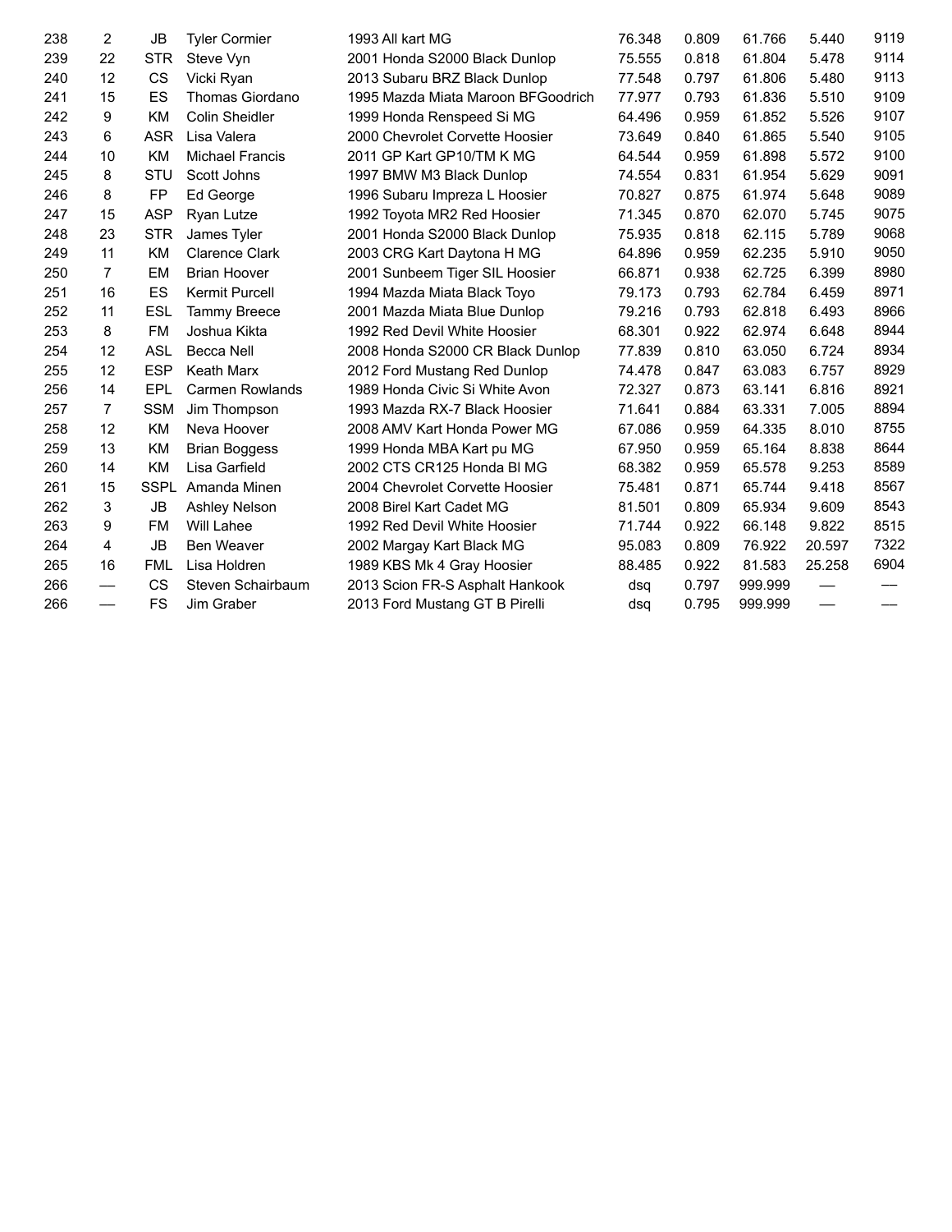| | | | | | | | | | |
|---|---|---|---|---|---|---|---|---|---|
| 238 | 2 | JB | Tyler Cormier | 1993 All kart MG | 76.348 | 0.809 | 61.766 | 5.440 | 9119 |
| 239 | 22 | STR | Steve Vyn | 2001 Honda S2000 Black Dunlop | 75.555 | 0.818 | 61.804 | 5.478 | 9114 |
| 240 | 12 | CS | Vicki Ryan | 2013 Subaru BRZ Black Dunlop | 77.548 | 0.797 | 61.806 | 5.480 | 9113 |
| 241 | 15 | ES | Thomas Giordano | 1995 Mazda Miata Maroon BFGoodrich | 77.977 | 0.793 | 61.836 | 5.510 | 9109 |
| 242 | 9 | KM | Colin Sheidler | 1999 Honda Renspeed Si MG | 64.496 | 0.959 | 61.852 | 5.526 | 9107 |
| 243 | 6 | ASR | Lisa Valera | 2000 Chevrolet Corvette Hoosier | 73.649 | 0.840 | 61.865 | 5.540 | 9105 |
| 244 | 10 | KM | Michael Francis | 2011 GP Kart GP10/TM K MG | 64.544 | 0.959 | 61.898 | 5.572 | 9100 |
| 245 | 8 | STU | Scott Johns | 1997 BMW M3 Black Dunlop | 74.554 | 0.831 | 61.954 | 5.629 | 9091 |
| 246 | 8 | FP | Ed George | 1996 Subaru Impreza L Hoosier | 70.827 | 0.875 | 61.974 | 5.648 | 9089 |
| 247 | 15 | ASP | Ryan Lutze | 1992 Toyota MR2 Red Hoosier | 71.345 | 0.870 | 62.070 | 5.745 | 9075 |
| 248 | 23 | STR | James Tyler | 2001 Honda S2000 Black Dunlop | 75.935 | 0.818 | 62.115 | 5.789 | 9068 |
| 249 | 11 | KM | Clarence Clark | 2003 CRG Kart Daytona H MG | 64.896 | 0.959 | 62.235 | 5.910 | 9050 |
| 250 | 7 | EM | Brian Hoover | 2001 Sunbeem Tiger SIL Hoosier | 66.871 | 0.938 | 62.725 | 6.399 | 8980 |
| 251 | 16 | ES | Kermit Purcell | 1994 Mazda Miata Black Toyo | 79.173 | 0.793 | 62.784 | 6.459 | 8971 |
| 252 | 11 | ESL | Tammy Breece | 2001 Mazda Miata Blue Dunlop | 79.216 | 0.793 | 62.818 | 6.493 | 8966 |
| 253 | 8 | FM | Joshua Kikta | 1992 Red Devil White Hoosier | 68.301 | 0.922 | 62.974 | 6.648 | 8944 |
| 254 | 12 | ASL | Becca Nell | 2008 Honda S2000 CR Black Dunlop | 77.839 | 0.810 | 63.050 | 6.724 | 8934 |
| 255 | 12 | ESP | Keath Marx | 2012 Ford Mustang Red Dunlop | 74.478 | 0.847 | 63.083 | 6.757 | 8929 |
| 256 | 14 | EPL | Carmen Rowlands | 1989 Honda Civic Si White Avon | 72.327 | 0.873 | 63.141 | 6.816 | 8921 |
| 257 | 7 | SSM | Jim Thompson | 1993 Mazda RX-7 Black Hoosier | 71.641 | 0.884 | 63.331 | 7.005 | 8894 |
| 258 | 12 | KM | Neva Hoover | 2008 AMV Kart Honda Power MG | 67.086 | 0.959 | 64.335 | 8.010 | 8755 |
| 259 | 13 | KM | Brian Boggess | 1999 Honda MBA Kart pu MG | 67.950 | 0.959 | 65.164 | 8.838 | 8644 |
| 260 | 14 | KM | Lisa Garfield | 2002 CTS CR125 Honda Bl MG | 68.382 | 0.959 | 65.578 | 9.253 | 8589 |
| 261 | 15 | SSPL | Amanda Minen | 2004 Chevrolet Corvette Hoosier | 75.481 | 0.871 | 65.744 | 9.418 | 8567 |
| 262 | 3 | JB | Ashley Nelson | 2008 Birel Kart Cadet MG | 81.501 | 0.809 | 65.934 | 9.609 | 8543 |
| 263 | 9 | FM | Will Lahee | 1992 Red Devil White Hoosier | 71.744 | 0.922 | 66.148 | 9.822 | 8515 |
| 264 | 4 | JB | Ben Weaver | 2002 Margay Kart Black MG | 95.083 | 0.809 | 76.922 | 20.597 | 7322 |
| 265 | 16 | FML | Lisa Holdren | 1989 KBS Mk 4 Gray Hoosier | 88.485 | 0.922 | 81.583 | 25.258 | 6904 |
| 266 | — | CS | Steven Schairbaum | 2013 Scion FR-S Asphalt Hankook | dsq | 0.797 | 999.999 | — | — |
| 266 | — | FS | Jim Graber | 2013 Ford Mustang GT B Pirelli | dsq | 0.795 | 999.999 | — | — |